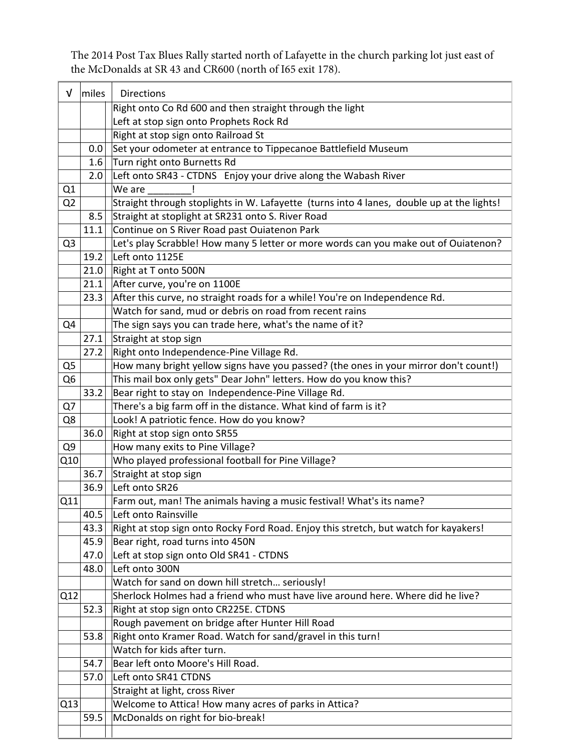The 2014 Post Tax Blues Rally started north of Lafayette in the church parking lot just east of the McDonalds at SR 43 and CR600 (north of I65 exit 178).

| √ | miles | Directions |
|---|---|---|
| | | Right onto Co Rd 600 and then straight through the light |
| | | Left at stop sign onto Prophets Rock Rd |
| | | Right at stop sign onto Railroad St |
| | 0.0 | Set your odometer at entrance to Tippecanoe Battlefield Museum |
| | 1.6 | Turn right onto Burnetts Rd |
| | 2.0 | Left onto SR43 - CTDNS   Enjoy your drive along the Wabash River |
| Q1 | | We are ________! |
| Q2 | | Straight through stoplights in W. Lafayette  (turns into 4 lanes,  double up at the lights! |
| | 8.5 | Straight at stoplight at SR231 onto S. River Road |
| | 11.1 | Continue on S River Road past Ouiatenon Park |
| Q3 | | Let's play Scrabble! How many 5 letter or more words can you make out of Ouiatenon? |
| | 19.2 | Left onto 1125E |
| | 21.0 | Right at T onto 500N |
| | 21.1 | After curve, you're on 1100E |
| | 23.3 | After this curve, no straight roads for a while! You're on Independence Rd. |
| | | Watch for sand, mud or debris on road from recent rains |
| Q4 | | The sign says you can trade here, what's the name of it? |
| | 27.1 | Straight at stop sign |
| | 27.2 | Right onto Independence-Pine Village Rd. |
| Q5 | | How many bright yellow signs have you passed? (the ones in your mirror don't count!) |
| Q6 | | This mail box only gets" Dear John" letters. How do you know this? |
| | 33.2 | Bear right to stay on  Independence-Pine Village Rd. |
| Q7 | | There's a big farm off in the distance. What kind of farm is it? |
| Q8 | | Look! A patriotic fence. How do you know? |
| | 36.0 | Right at stop sign onto SR55 |
| Q9 | | How many exits to Pine Village? |
| Q10 | | Who played professional football for Pine Village? |
| | 36.7 | Straight at stop sign |
| | 36.9 | Left onto SR26 |
| Q11 | | Farm out, man! The animals having a music festival! What's its name? |
| | 40.5 | Left onto Rainsville |
| | 43.3 | Right at stop sign onto Rocky Ford Road. Enjoy this stretch, but watch for kayakers! |
| | 45.9 | Bear right, road turns into 450N |
| | 47.0 | Left at stop sign onto Old SR41 - CTDNS |
| | 48.0 | Left onto 300N |
| | | Watch for sand on down hill stretch… seriously! |
| Q12 | | Sherlock Holmes had a friend who must have live around here. Where did he live? |
| | 52.3 | Right at stop sign onto CR225E. CTDNS |
| | | Rough pavement on bridge after Hunter Hill Road |
| | 53.8 | Right onto Kramer Road. Watch for sand/gravel in this turn! |
| | | Watch for kids after turn. |
| | 54.7 | Bear left onto Moore's Hill Road. |
| | 57.0 | Left onto SR41 CTDNS |
| | | Straight at light, cross River |
| Q13 | | Welcome to Attica! How many acres of parks in Attica? |
| | 59.5 | McDonalds on right for bio-break! |
| | | |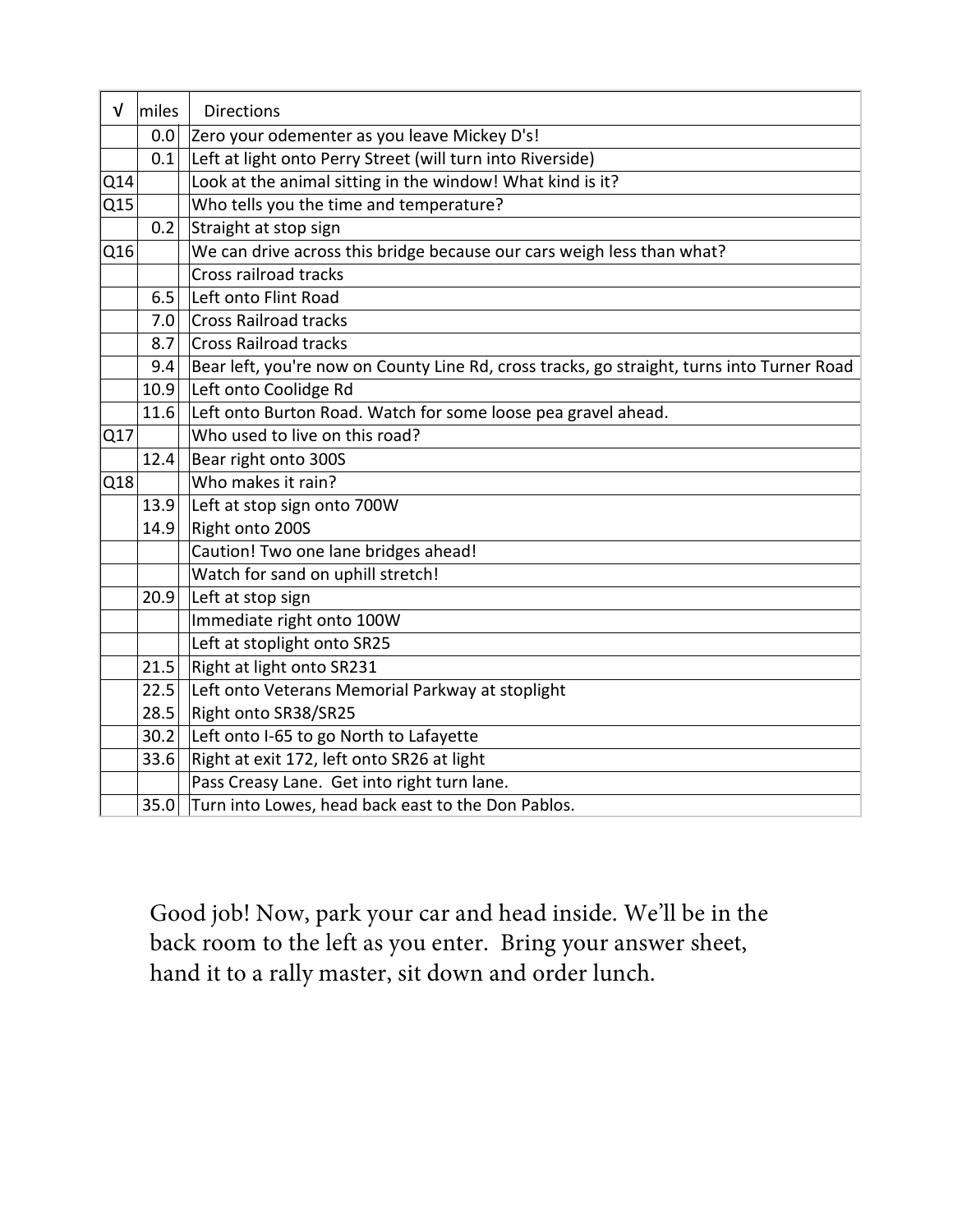| √ | miles | Directions |
|---|---|---|
| | 0.0 | Zero your odementer as you leave Mickey D's! |
| | 0.1 | Left at light onto Perry Street (will turn into Riverside) |
| Q14 | | Look at the animal sitting in the window! What kind is it? |
| Q15 | | Who tells you the time and temperature? |
| | 0.2 | Straight at stop sign |
| Q16 | | We can drive across this bridge because our cars weigh less than what? |
| | | Cross railroad tracks |
| | 6.5 | Left onto Flint Road |
| | 7.0 | Cross Railroad tracks |
| | 8.7 | Cross Railroad tracks |
| | 9.4 | Bear left, you're now on County Line Rd, cross tracks, go straight, turns into Turner Road |
| | 10.9 | Left onto Coolidge Rd |
| | 11.6 | Left onto Burton Road. Watch for some loose pea gravel ahead. |
| Q17 | | Who used to live on this road? |
| | 12.4 | Bear right onto 300S |
| Q18 | | Who makes it rain? |
| | 13.9 | Left at stop sign onto 700W |
| | 14.9 | Right onto 200S |
| | | Caution! Two one lane bridges ahead! |
| | | Watch for sand on uphill stretch! |
| | 20.9 | Left at stop sign |
| | | Immediate right onto 100W |
| | | Left at stoplight onto SR25 |
| | 21.5 | Right at light onto SR231 |
| | 22.5 | Left onto Veterans Memorial Parkway at stoplight |
| | 28.5 | Right onto SR38/SR25 |
| | 30.2 | Left onto I-65 to go North to Lafayette |
| | 33.6 | Right at exit 172, left onto SR26 at light |
| | | Pass Creasy Lane. Get into right turn lane. |
| | 35.0 | Turn into Lowes, head back east to the Don Pablos. |

Good job! Now, park your car and head inside. We'll be in the back room to the left as you enter. Bring your answer sheet, hand it to a rally master, sit down and order lunch.